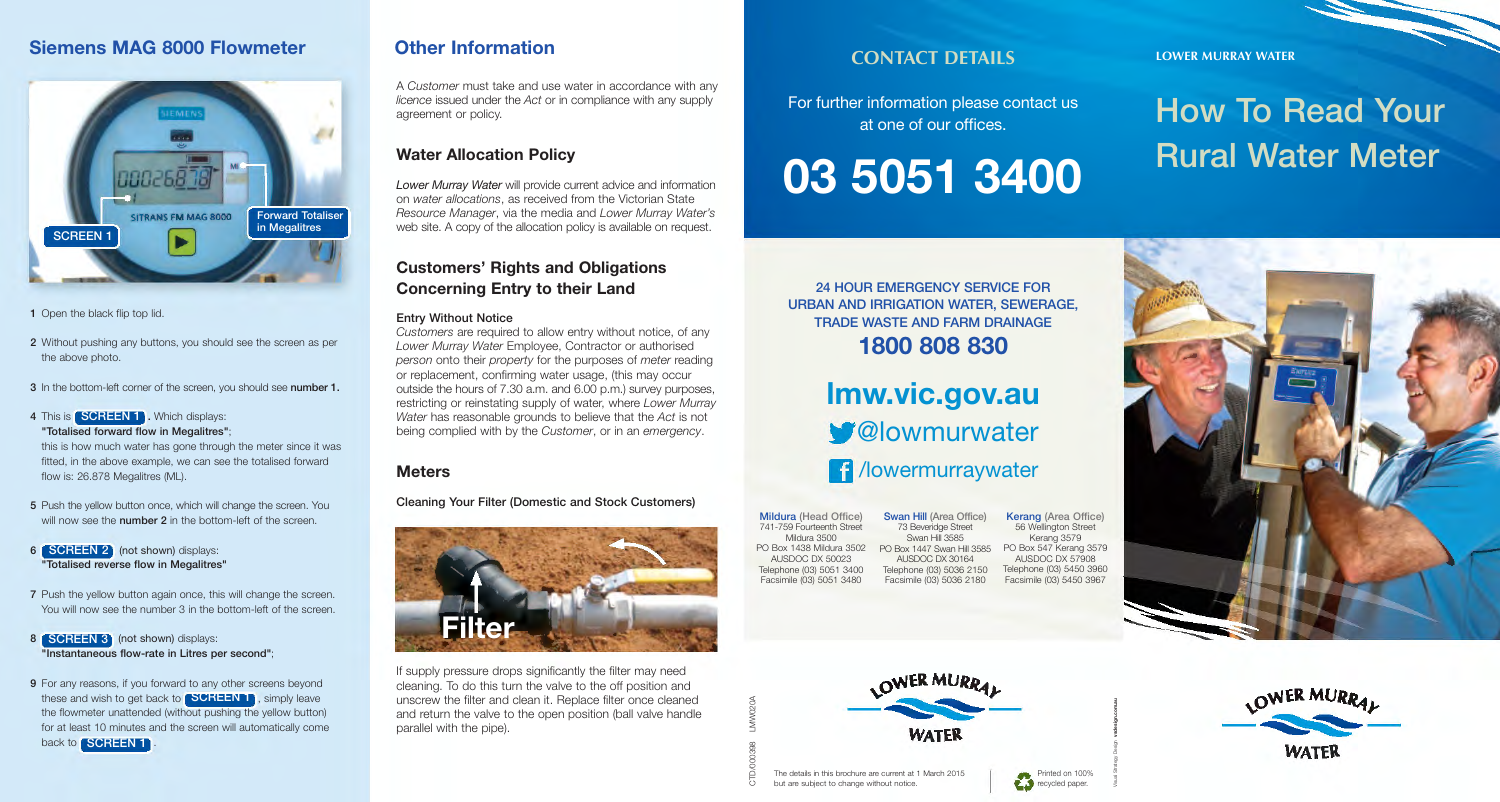## Siemens MAG 8000 Flowmeter

SCREEN 1

Forward Totaliser in Megalitres

1. Open the black flip top lid.
2. Without pushing any buttons, you should see the screen as per the above photo.
3. In the bottom-left corner of the screen, you should see **number 1.**
4. This is **SCREEN 1**. Which displays: **"Totalised forward flow in Megalitres"**; this is how much water has gone through the meter since it was fitted, in the above example, we can see the totalised forward flow is: 26.878 Megalitres (ML).
5. Push the yellow button once, which will change the screen. You will now see the **number 2** in the bottom-left of the screen.
6. **SCREEN 2** (not shown) displays: **"Totalised reverse flow in Megalitres"**
7. Push the yellow button again once, this will change the screen. You will now see the number 3 in the bottom-left of the screen.
8. **SCREEN 3** (not shown) displays: **"Instantaneous flow-rate in Litres per second"**;
9. For any reasons, if you forward to any other screens beyond these and wish to get back to **SCREEN 1**, simply leave the flowmeter unattended (without pushing the yellow button) for at least 10 minutes and the screen will automatically come back to **SCREEN 1**.

## Other Information

A *Customer* must take and use water in accordance with any *licence* issued under the *Act* or in compliance with any supply agreement or policy.

### Water Allocation Policy

*Lower Murray Water* will provide current advice and information on *water allocations*, as received from the Victorian State *Resource Manager*, via the media and *Lower Murray Water's* web site. A copy of the allocation policy is available on request.

### Customers' Rights and Obligations Concerning Entry to their Land

**Entry Without Notice**

*Customers* are required to allow entry without notice, of any *Lower Murray Water* Employee, Contractor or authorised *person* onto their *property* for the purposes of *meter* reading or replacement, confirming water usage, (this may occur outside the hours of 7.30 a.m. and 6.00 p.m.) survey purposes, restricting or reinstating supply of water, where *Lower Murray Water* has reasonable grounds to believe that the *Act* is not being complied with by the *Customer*, or in an *emergency*.

### Meters

**Cleaning Your Filter (Domestic and Stock Customers)**

Filter

If supply pressure drops significantly the filter may need cleaning. To do this turn the valve to the off position and unscrew the filter and clean it. Replace filter once cleaned and return the valve to the open position (ball valve handle parallel with the pipe).

CTD.000388 LMW020A

## CONTACT DETAILS

For further information please contact us at one of our offices.

# 03 5051 3400

**24 HOUR EMERGENCY SERVICE FOR URBAN AND IRRIGATION WATER, SEWERAGE, TRADE WASTE AND FARM DRAINAGE**

**1800 808 830**

**lmw.vic.gov.au**

@lowmurwater

/lowermurraywater

| Mildura (Head Office) | Swan Hill (Area Office) | Kerang (Area Office) |
|---|---|---|
| 741-759 Fourteenth Street | 73 Beveridge Street | 56 Wellington Street |
| Mildura 3500 | Swan Hill 3585 | Kerang 3579 |
| PO Box 1438 Mildura 3502 | PO Box 1447 Swan Hill 3585 | PO Box 547 Kerang 3579 |
| AUSDOC DX 50023 | AUSDOC DX 30164 | AUSDOC DX 57908 |
| Telephone (03) 5051 3400 | Telephone (03) 5036 2150 | Telephone (03) 5450 3960 |
| Facsimile (03) 5051 3480 | Facsimile (03) 5036 2180 | Facsimile (03) 5450 3967 |

LOWER MURRAY WATER

The details in this brochure are current at 1 March 2015 but are subject to change without notice.

Printed on 100% recycled paper.

LOWER MURRAY WATER

# How To Read Your Rural Water Meter

LOWER MURRAY WATER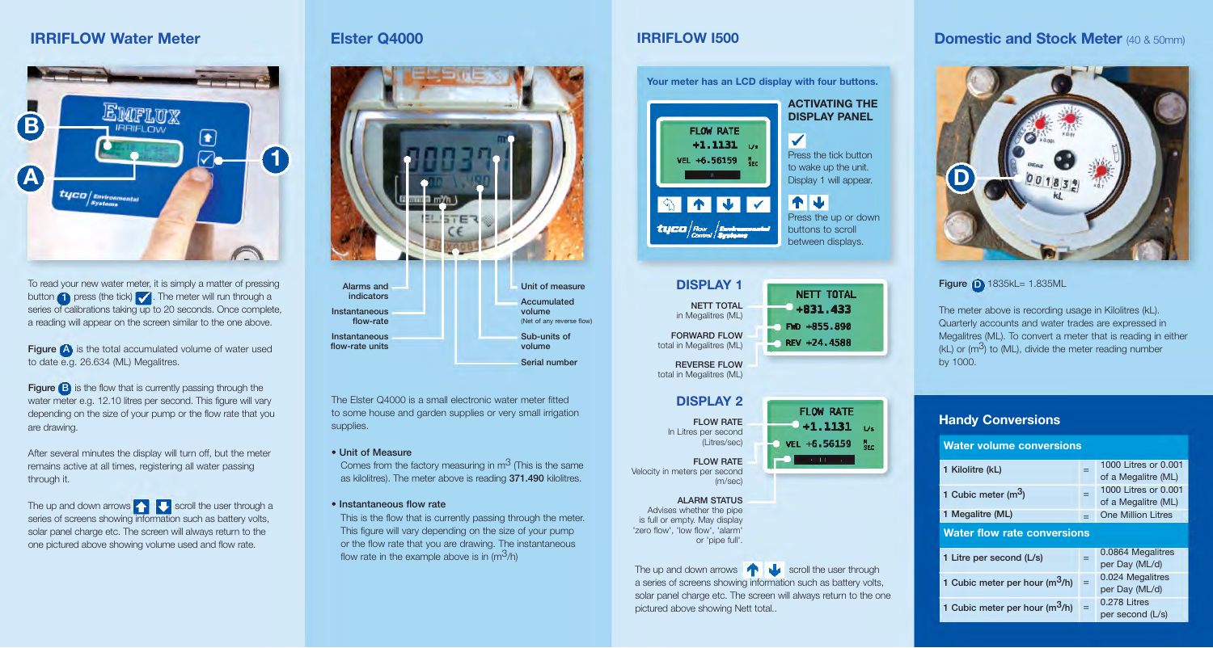## IRRIFLOW Water Meter

To read your new water meter, it is simply a matter of pressing button 1 press (the tick) ✓. The meter will run through a series of calibrations taking up to 20 seconds. Once complete, a reading will appear on the screen similar to the one above.

**Figure A** is the total accumulated volume of water used to date e.g. 26.634 (ML) Megalitres.

**Figure B** is the flow that is currently passing through the water meter e.g. 12.10 litres per second. This figure will vary depending on the size of your pump or the flow rate that you are drawing.

After several minutes the display will turn off, but the meter remains active at all times, registering all water passing through it.

The up and down arrows scroll the user through a series of screens showing information such as battery volts, solar panel charge etc. The screen will always return to the one pictured above showing volume used and flow rate.

## Elster Q4000

Alarms and indicators

Instantaneous flow-rate

Instantaneous flow-rate units

Unit of measure

Accumulated volume (Net of any reverse flow)

Sub-units of volume

Serial number

The Elster Q4000 is a small electronic water meter fitted to some house and garden supplies or very small irrigation supplies.

- **Unit of Measure**
  Comes from the factory measuring in $m^3$ (This is the same as kilolitres). The meter above is reading **371.490** kilolitres.

- **Instantaneous flow rate**
  This is the flow that is currently passing through the meter. This figure will vary depending on the size of your pump or the flow rate that you are drawing. The instantaneous flow rate in the example above is in ($m^3$/h)

## IRRIFLOW I500

**Your meter has an LCD display with four buttons.**

FLOW RATE +1.1131 L/s
VEL +6.56159 M/SEC

**ACTIVATING THE DISPLAY PANEL**

Press the tick button to wake up the unit. Display 1 will appear.

Press the up or down buttons to scroll between displays.

### DISPLAY 1

NETT TOTAL +831.433
FWD +855.890
REV +24.4588

**NETT TOTAL** in Megalitres (ML)

**FORWARD FLOW** total in Megalitres (ML)

**REVERSE FLOW** total in Megalitres (ML)

### DISPLAY 2

FLOW RATE +1.1131 L/s
VEL +6.56159 M/SEC

**FLOW RATE** In Litres per second (Litres/sec)

**FLOW RATE** Velocity in meters per second (m/sec)

**ALARM STATUS** Advises whether the pipe is full or empty. May display 'zero flow', 'low flow', 'alarm' or 'pipe full'.

The up and down arrows scroll the user through a series of screens showing information such as battery volts, solar panel charge etc. The screen will always return to the one pictured above showing Nett total..

## Domestic and Stock Meter (40 & 50mm)

**Figure D** 1835kL= 1.835ML

The meter above is recording usage in Kilolitres (kL). Quarterly accounts and water trades are expressed in Megalitres (ML). To convert a meter that is reading in either (kL) or ($m^3$) to (ML), divide the meter reading number by 1000.

### Handy Conversions

| Water volume conversions | | |
|---|---|---|
| 1 Kilolitre (kL) | = | 1000 Litres or 0.001 of a Megalitre (ML) |
| 1 Cubic meter ($m^3$) | = | 1000 Litres or 0.001 of a Megalitre (ML) |
| 1 Megalitre (ML) | = | One Million Litres |
| **Water flow rate conversions** | | |
| 1 Litre per second (L/s) | = | 0.0864 Megalitres per Day (ML/d) |
| 1 Cubic meter per hour ($m^3$/h) | = | 0.024 Megalitres per Day (ML/d) |
| 1 Cubic meter per hour ($m^3$/h) | = | 0.278 Litres per second (L/s) |